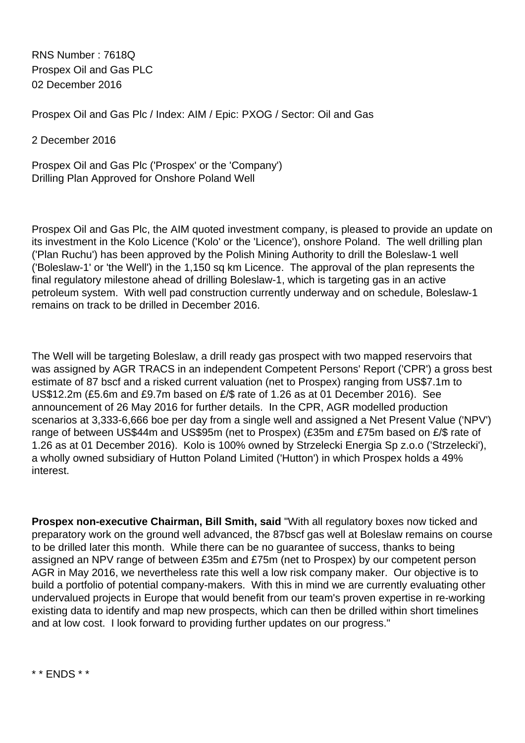RNS Number : 7618Q
Prospex Oil and Gas PLC
02 December 2016

Prospex Oil and Gas Plc / Index: AIM / Epic: PXOG / Sector: Oil and Gas

2 December 2016

Prospex Oil and Gas Plc ('Prospex' or the 'Company')
Drilling Plan Approved for Onshore Poland Well

Prospex Oil and Gas Plc, the AIM quoted investment company, is pleased to provide an update on its investment in the Kolo Licence ('Kolo' or the 'Licence'), onshore Poland. The well drilling plan ('Plan Ruchu') has been approved by the Polish Mining Authority to drill the Boleslaw-1 well ('Boleslaw-1' or 'the Well') in the 1,150 sq km Licence. The approval of the plan represents the final regulatory milestone ahead of drilling Boleslaw-1, which is targeting gas in an active petroleum system. With well pad construction currently underway and on schedule, Boleslaw-1 remains on track to be drilled in December 2016.

The Well will be targeting Boleslaw, a drill ready gas prospect with two mapped reservoirs that was assigned by AGR TRACS in an independent Competent Persons' Report ('CPR') a gross best estimate of 87 bscf and a risked current valuation (net to Prospex) ranging from US$7.1m to US$12.2m (£5.6m and £9.7m based on £/$ rate of 1.26 as at 01 December 2016). See announcement of 26 May 2016 for further details. In the CPR, AGR modelled production scenarios at 3,333-6,666 boe per day from a single well and assigned a Net Present Value ('NPV') range of between US$44m and US$95m (net to Prospex) (£35m and £75m based on £/$ rate of 1.26 as at 01 December 2016). Kolo is 100% owned by Strzelecki Energia Sp z.o.o ('Strzelecki'), a wholly owned subsidiary of Hutton Poland Limited ('Hutton') in which Prospex holds a 49% interest.

**Prospex non-executive Chairman, Bill Smith, said** "With all regulatory boxes now ticked and preparatory work on the ground well advanced, the 87bscf gas well at Boleslaw remains on course to be drilled later this month. While there can be no guarantee of success, thanks to being assigned an NPV range of between £35m and £75m (net to Prospex) by our competent person AGR in May 2016, we nevertheless rate this well a low risk company maker. Our objective is to build a portfolio of potential company-makers. With this in mind we are currently evaluating other undervalued projects in Europe that would benefit from our team's proven expertise in re-working existing data to identify and map new prospects, which can then be drilled within short timelines and at low cost. I look forward to providing further updates on our progress."

* * ENDS * *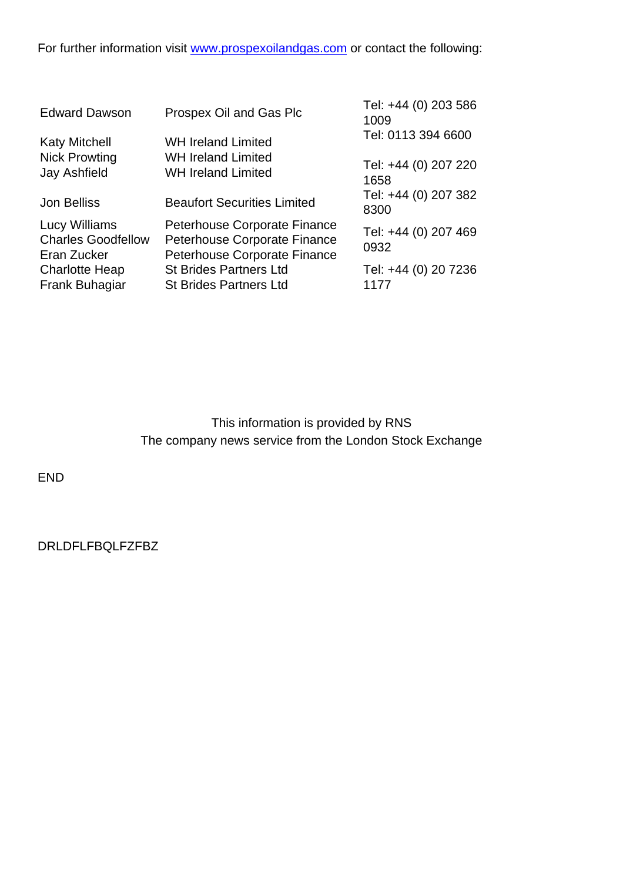For further information visit [www.prospexoilandgas.com](http://www.prospexoilandgas.com) or contact the following:

| | | |
|---|---|---|
| Edward Dawson | Prospex Oil and Gas Plc | Tel: +44 (0) 203 586 1009 |
| Katy Mitchell | WH Ireland Limited | Tel: 0113 394 6600 |
| Nick Prowting | WH Ireland Limited | Tel: +44 (0) 207 220 1658 |
| Jay Ashfield | WH Ireland Limited | |
| Jon Belliss | Beaufort Securities Limited | Tel: +44 (0) 207 382 8300 |
| Lucy Williams | Peterhouse Corporate Finance | Tel: +44 (0) 207 469 0932 |
| Charles Goodfellow | Peterhouse Corporate Finance | |
| Eran Zucker | Peterhouse Corporate Finance | |
| Charlotte Heap | St Brides Partners Ltd | Tel: +44 (0) 20 7236 1177 |
| Frank Buhagiar | St Brides Partners Ltd | |

This information is provided by RNS
The company news service from the London Stock Exchange

END

DRLDFLFBQLFZFBZ